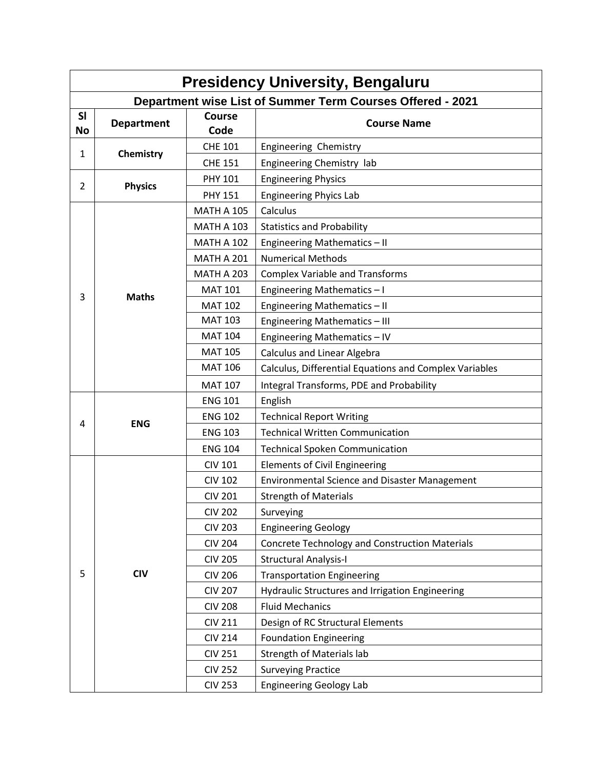# Presidency University, Bengaluru

## Department wise List of Summer Term Courses Offered - 2021

| Sl No | Department | Course Code | Course Name |
|---|---|---|---|
| 1 | **Chemistry** | CHE 101 | Engineering  Chemistry |
| | | CHE 151 | Engineering Chemistry  lab |
| 2 | **Physics** | PHY 101 | Engineering Physics |
| | | PHY 151 | Engineering Phyics Lab |
| 3 | **Maths** | MATH A 105 | Calculus |
| | | MATH A 103 | Statistics and Probability |
| | | MATH A 102 | Engineering Mathematics – II |
| | | MATH A 201 | Numerical Methods |
| | | MATH A 203 | Complex Variable and Transforms |
| | | MAT 101 | Engineering Mathematics – I |
| | | MAT 102 | Engineering Mathematics – II |
| | | MAT 103 | Engineering Mathematics – III |
| | | MAT 104 | Engineering Mathematics – IV |
| | | MAT 105 | Calculus and Linear Algebra |
| | | MAT 106 | Calculus, Differential Equations and Complex Variables |
| | | MAT 107 | Integral Transforms, PDE and Probability |
| 4 | **ENG** | ENG 101 | English |
| | | ENG 102 | Technical Report Writing |
| | | ENG 103 | Technical Written Communication |
| | | ENG 104 | Technical Spoken Communication |
| 5 | **CIV** | CIV 101 | Elements of Civil Engineering |
| | | CIV 102 | Environmental Science and Disaster Management |
| | | CIV 201 | Strength of Materials |
| | | CIV 202 | Surveying |
| | | CIV 203 | Engineering Geology |
| | | CIV 204 | Concrete Technology and Construction Materials |
| | | CIV 205 | Structural Analysis-I |
| | | CIV 206 | Transportation Engineering |
| | | CIV 207 | Hydraulic Structures and Irrigation Engineering |
| | | CIV 208 | Fluid Mechanics |
| | | CIV 211 | Design of RC Structural Elements |
| | | CIV 214 | Foundation Engineering |
| | | CIV 251 | Strength of Materials lab |
| | | CIV 252 | Surveying Practice |
| | | CIV 253 | Engineering Geology Lab |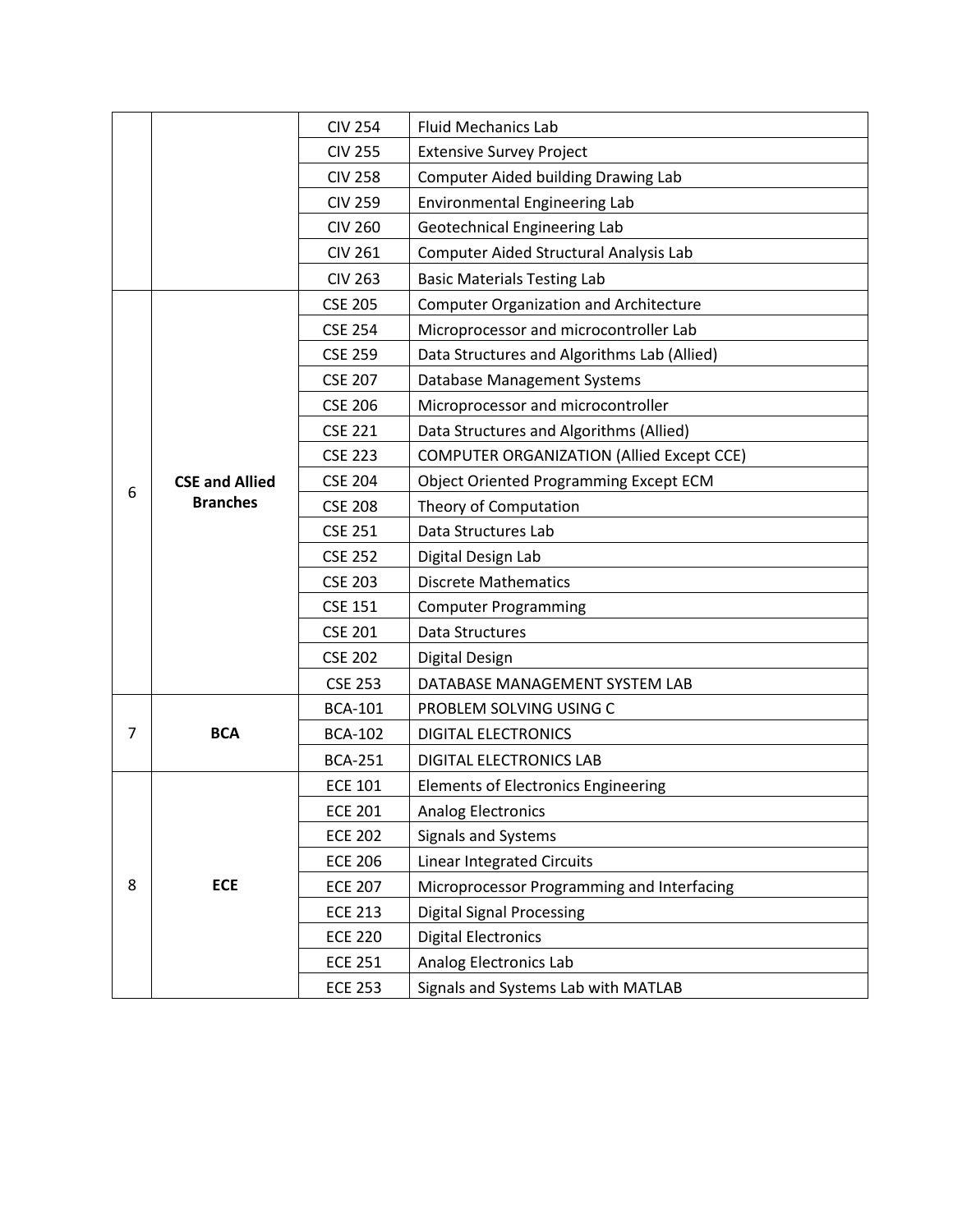| | | | |
|---|---|---|---|
| | | CIV 254 | Fluid Mechanics Lab |
| | | CIV 255 | Extensive Survey Project |
| | | CIV 258 | Computer Aided building Drawing Lab |
| | | CIV 259 | Environmental Engineering Lab |
| | | CIV 260 | Geotechnical Engineering Lab |
| | | CIV 261 | Computer Aided Structural Analysis Lab |
| | | CIV 263 | Basic Materials Testing Lab |
| 6 | **CSE and Allied Branches** | CSE 205 | Computer Organization and Architecture |
| | | CSE 254 | Microprocessor and microcontroller Lab |
| | | CSE 259 | Data Structures and Algorithms Lab (Allied) |
| | | CSE 207 | Database Management Systems |
| | | CSE 206 | Microprocessor and microcontroller |
| | | CSE 221 | Data Structures and Algorithms (Allied) |
| | | CSE 223 | COMPUTER ORGANIZATION (Allied Except CCE) |
| | | CSE 204 | Object Oriented Programming Except ECM |
| | | CSE 208 | Theory of Computation |
| | | CSE 251 | Data Structures Lab |
| | | CSE 252 | Digital Design Lab |
| | | CSE 203 | Discrete Mathematics |
| | | CSE 151 | Computer Programming |
| | | CSE 201 | Data Structures |
| | | CSE 202 | Digital Design |
| | | CSE 253 | DATABASE MANAGEMENT SYSTEM LAB |
| 7 | **BCA** | BCA-101 | PROBLEM SOLVING USING C |
| | | BCA-102 | DIGITAL ELECTRONICS |
| | | BCA-251 | DIGITAL ELECTRONICS LAB |
| 8 | **ECE** | ECE 101 | Elements of Electronics Engineering |
| | | ECE 201 | Analog Electronics |
| | | ECE 202 | Signals and Systems |
| | | ECE 206 | Linear Integrated Circuits |
| | | ECE 207 | Microprocessor Programming and Interfacing |
| | | ECE 213 | Digital Signal Processing |
| | | ECE 220 | Digital Electronics |
| | | ECE 251 | Analog Electronics Lab |
| | | ECE 253 | Signals and Systems Lab with MATLAB |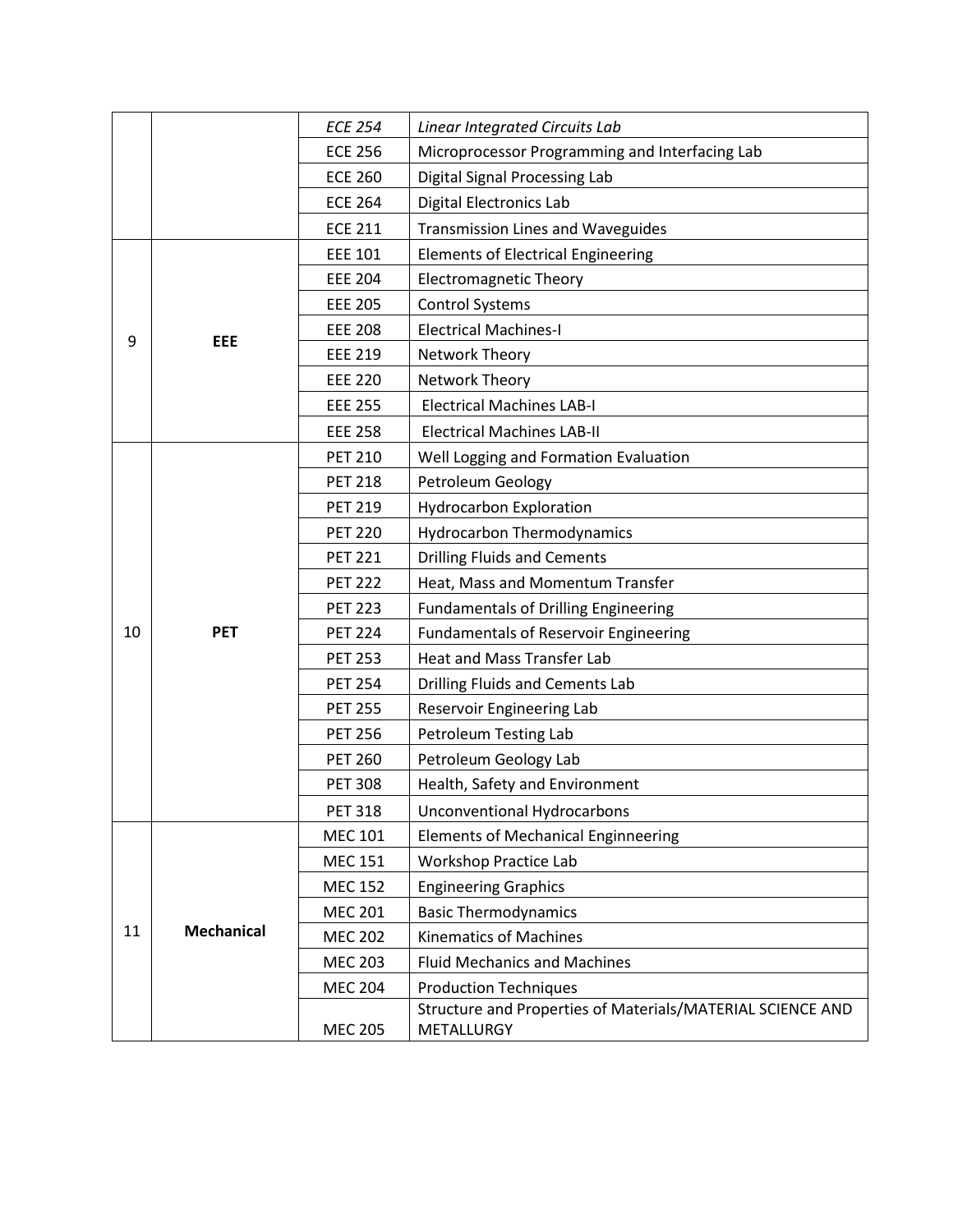| | | | |
|---|---|---|---|
| | | *ECE 254* | *Linear Integrated Circuits Lab* |
| | | ECE 256 | Microprocessor Programming and Interfacing Lab |
| | | ECE 260 | Digital Signal Processing Lab |
| | | ECE 264 | Digital Electronics Lab |
| | | ECE 211 | Transmission Lines and Waveguides |
| 9 | **EEE** | EEE 101 | Elements of Electrical Engineering |
| | | EEE 204 | Electromagnetic Theory |
| | | EEE 205 | Control Systems |
| | | EEE 208 | Electrical Machines-I |
| | | EEE 219 | Network Theory |
| | | EEE 220 | Network Theory |
| | | EEE 255 | Electrical Machines LAB-I |
| | | EEE 258 | Electrical Machines LAB-II |
| 10 | **PET** | PET 210 | Well Logging and Formation Evaluation |
| | | PET 218 | Petroleum Geology |
| | | PET 219 | Hydrocarbon Exploration |
| | | PET 220 | Hydrocarbon Thermodynamics |
| | | PET 221 | Drilling Fluids and Cements |
| | | PET 222 | Heat, Mass and Momentum Transfer |
| | | PET 223 | Fundamentals of Drilling Engineering |
| | | PET 224 | Fundamentals of Reservoir Engineering |
| | | PET 253 | Heat and Mass Transfer Lab |
| | | PET 254 | Drilling Fluids and Cements Lab |
| | | PET 255 | Reservoir Engineering Lab |
| | | PET 256 | Petroleum Testing Lab |
| | | PET 260 | Petroleum Geology Lab |
| | | PET 308 | Health, Safety and Environment |
| | | PET 318 | Unconventional Hydrocarbons |
| 11 | **Mechanical** | MEC 101 | Elements of Mechanical Enginneering |
| | | MEC 151 | Workshop Practice Lab |
| | | MEC 152 | Engineering Graphics |
| | | MEC 201 | Basic Thermodynamics |
| | | MEC 202 | Kinematics of Machines |
| | | MEC 203 | Fluid Mechanics and Machines |
| | | MEC 204 | Production Techniques |
| | | MEC 205 | Structure and Properties of Materials/MATERIAL SCIENCE AND METALLURGY |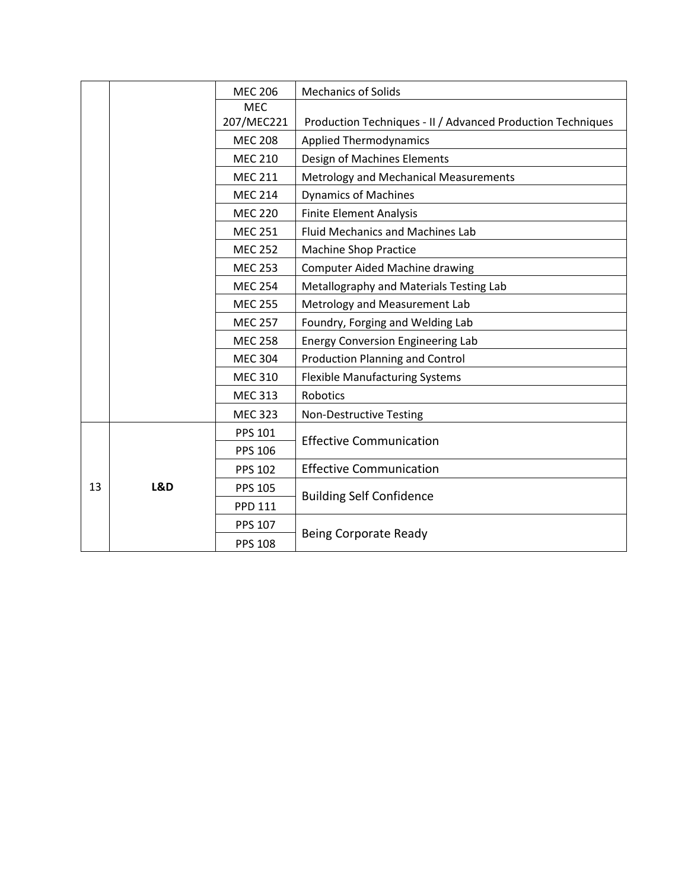| | | | |
|---|---|---|---|
| | | MEC 206 | Mechanics of Solids |
| | | MEC 207/MEC221 | Production Techniques - II / Advanced Production Techniques |
| | | MEC 208 | Applied Thermodynamics |
| | | MEC 210 | Design of Machines Elements |
| | | MEC 211 | Metrology and Mechanical Measurements |
| | | MEC 214 | Dynamics of Machines |
| | | MEC 220 | Finite Element Analysis |
| | | MEC 251 | Fluid Mechanics and Machines Lab |
| | | MEC 252 | Machine Shop Practice |
| | | MEC 253 | Computer Aided Machine drawing |
| | | MEC 254 | Metallography and Materials Testing Lab |
| | | MEC 255 | Metrology and Measurement Lab |
| | | MEC 257 | Foundry, Forging and Welding Lab |
| | | MEC 258 | Energy Conversion Engineering Lab |
| | | MEC 304 | Production Planning and Control |
| | | MEC 310 | Flexible Manufacturing Systems |
| | | MEC 313 | Robotics |
| | | MEC 323 | Non-Destructive Testing |
| 13 | **L&D** | PPS 101 | Effective Communication |
| | | PPS 106 | |
| | | PPS 102 | Effective Communication |
| | | PPS 105 | Building Self Confidence |
| | | PPD 111 | |
| | | PPS 107 | Being Corporate Ready |
| | | PPS 108 | |